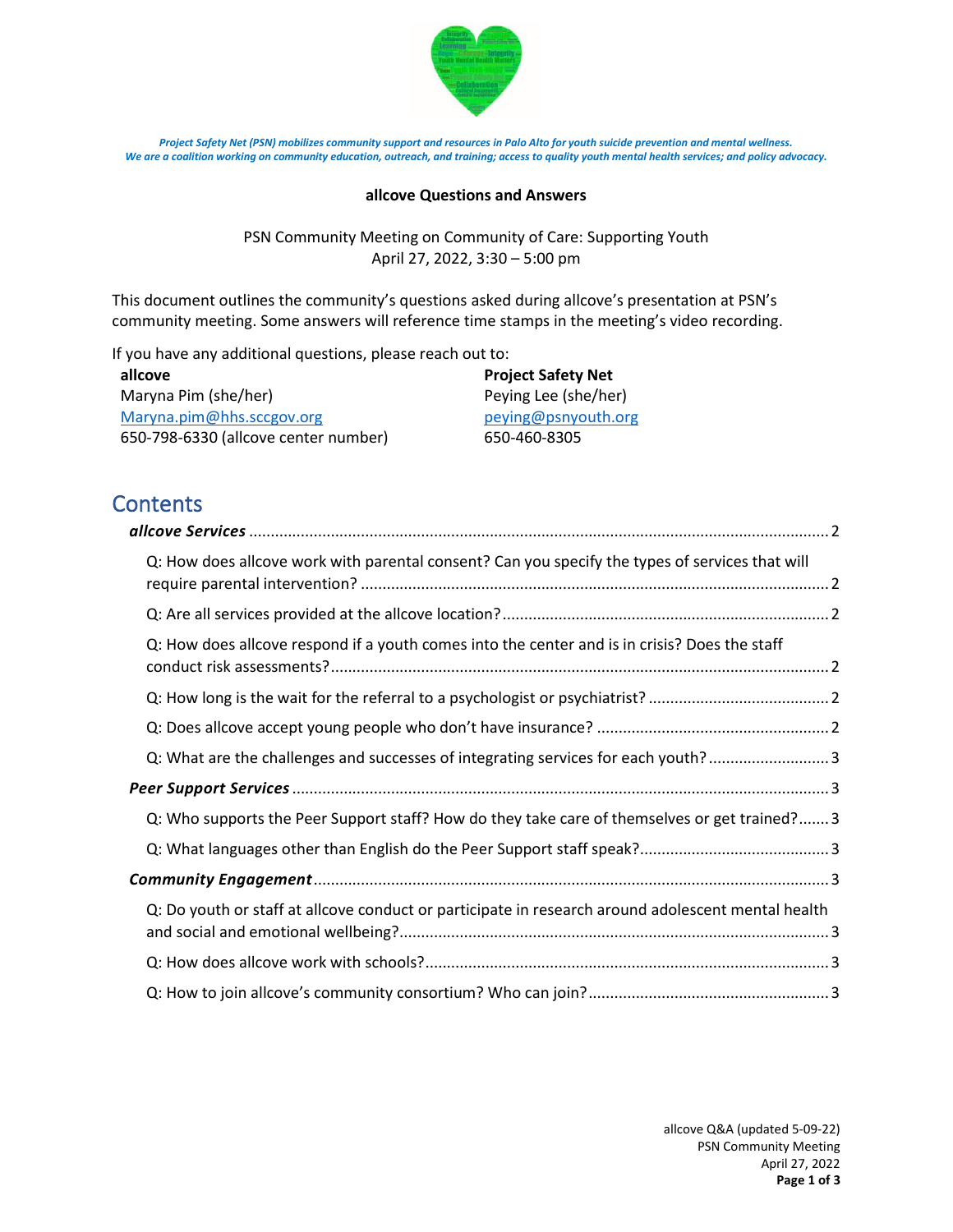*Project Safety Net (PSN) mobilizes community support and resources in Palo Alto for youth suicide prevention and mental wellness.*
*We are a coalition working on community education, outreach, and training; access to quality youth mental health services; and policy advocacy.*

**allcove Questions and Answers**

PSN Community Meeting on Community of Care: Supporting Youth
April 27, 2022, 3:30 – 5:00 pm

This document outlines the community's questions asked during allcove's presentation at PSN's community meeting. Some answers will reference time stamps in the meeting's video recording.

If you have any additional questions, please reach out to:

**allcove**
Maryna Pim (she/her)
Maryna.pim@hhs.sccgov.org
650-798-6330 (allcove center number)

**Project Safety Net**
Peying Lee (she/her)
peying@psnyouth.org
650-460-8305

# Contents

***allcove Services*** ..... 2
- Q: How does allcove work with parental consent? Can you specify the types of services that will require parental intervention? ..... 2
- Q: Are all services provided at the allcove location? ..... 2
- Q: How does allcove respond if a youth comes into the center and is in crisis? Does the staff conduct risk assessments? ..... 2
- Q: How long is the wait for the referral to a psychologist or psychiatrist? ..... 2
- Q: Does allcove accept young people who don't have insurance? ..... 2
- Q: What are the challenges and successes of integrating services for each youth? ..... 3

***Peer Support Services*** ..... 3
- Q: Who supports the Peer Support staff? How do they take care of themselves or get trained? ..... 3
- Q: What languages other than English do the Peer Support staff speak? ..... 3

***Community Engagement*** ..... 3
- Q: Do youth or staff at allcove conduct or participate in research around adolescent mental health and social and emotional wellbeing? ..... 3
- Q: How does allcove work with schools? ..... 3
- Q: How to join allcove's community consortium? Who can join? ..... 3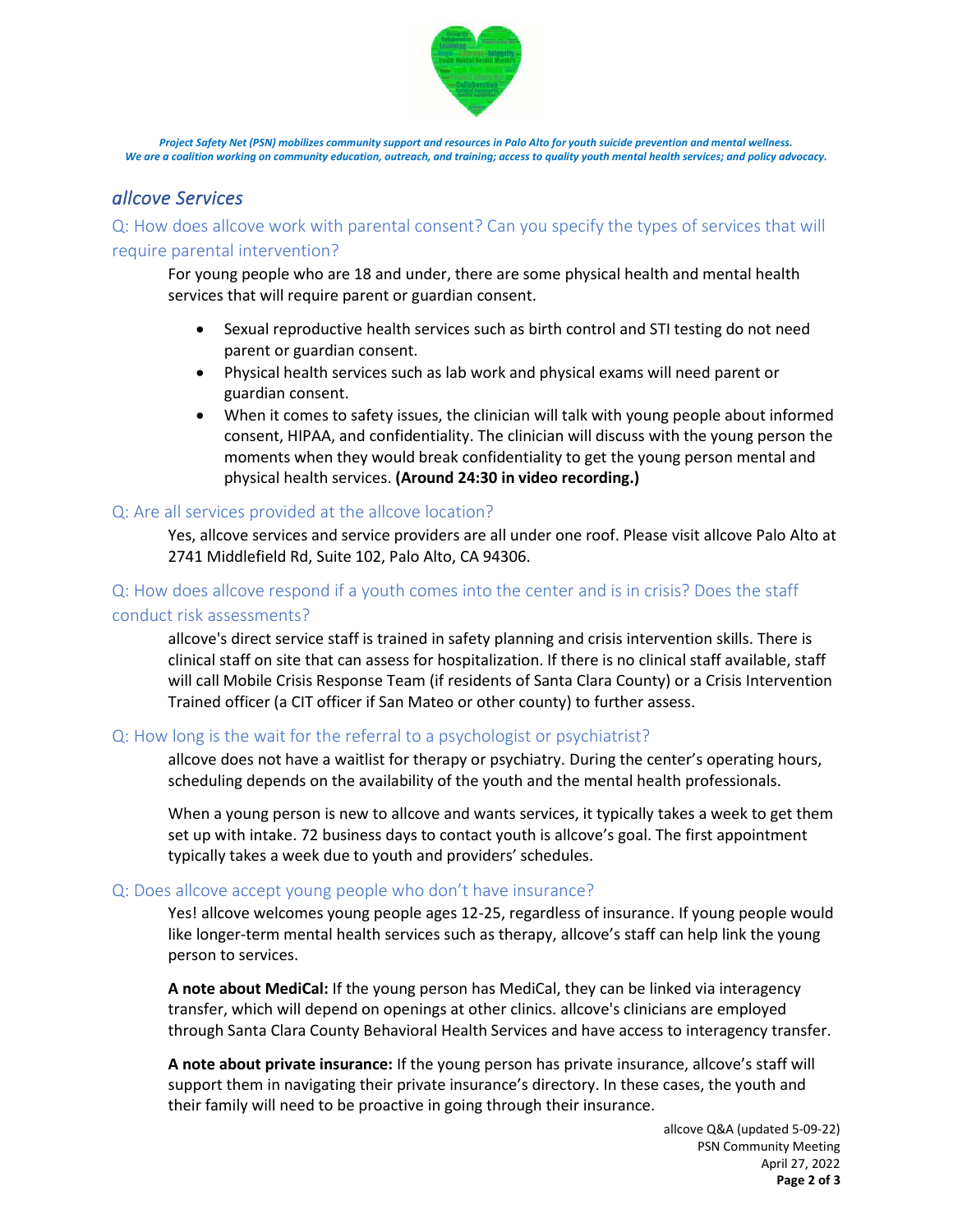*Project Safety Net (PSN) mobilizes community support and resources in Palo Alto for youth suicide prevention and mental wellness.*
*We are a coalition working on community education, outreach, and training; access to quality youth mental health services; and policy advocacy.*

## *allcove Services*

### Q: How does allcove work with parental consent? Can you specify the types of services that will require parental intervention?

For young people who are 18 and under, there are some physical health and mental health services that will require parent or guardian consent.

- Sexual reproductive health services such as birth control and STI testing do not need parent or guardian consent.
- Physical health services such as lab work and physical exams will need parent or guardian consent.
- When it comes to safety issues, the clinician will talk with young people about informed consent, HIPAA, and confidentiality. The clinician will discuss with the young person the moments when they would break confidentiality to get the young person mental and physical health services. **(Around 24:30 in video recording.)**

### Q: Are all services provided at the allcove location?

Yes, allcove services and service providers are all under one roof. Please visit allcove Palo Alto at 2741 Middlefield Rd, Suite 102, Palo Alto, CA 94306.

### Q: How does allcove respond if a youth comes into the center and is in crisis? Does the staff conduct risk assessments?

allcove's direct service staff is trained in safety planning and crisis intervention skills. There is clinical staff on site that can assess for hospitalization. If there is no clinical staff available, staff will call Mobile Crisis Response Team (if residents of Santa Clara County) or a Crisis Intervention Trained officer (a CIT officer if San Mateo or other county) to further assess.

### Q: How long is the wait for the referral to a psychologist or psychiatrist?

allcove does not have a waitlist for therapy or psychiatry. During the center's operating hours, scheduling depends on the availability of the youth and the mental health professionals.

When a young person is new to allcove and wants services, it typically takes a week to get them set up with intake. 72 business days to contact youth is allcove's goal. The first appointment typically takes a week due to youth and providers' schedules.

### Q: Does allcove accept young people who don't have insurance?

Yes! allcove welcomes young people ages 12-25, regardless of insurance. If young people would like longer-term mental health services such as therapy, allcove's staff can help link the young person to services.

**A note about MediCal:** If the young person has MediCal, they can be linked via interagency transfer, which will depend on openings at other clinics. allcove's clinicians are employed through Santa Clara County Behavioral Health Services and have access to interagency transfer.

**A note about private insurance:** If the young person has private insurance, allcove's staff will support them in navigating their private insurance's directory. In these cases, the youth and their family will need to be proactive in going through their insurance.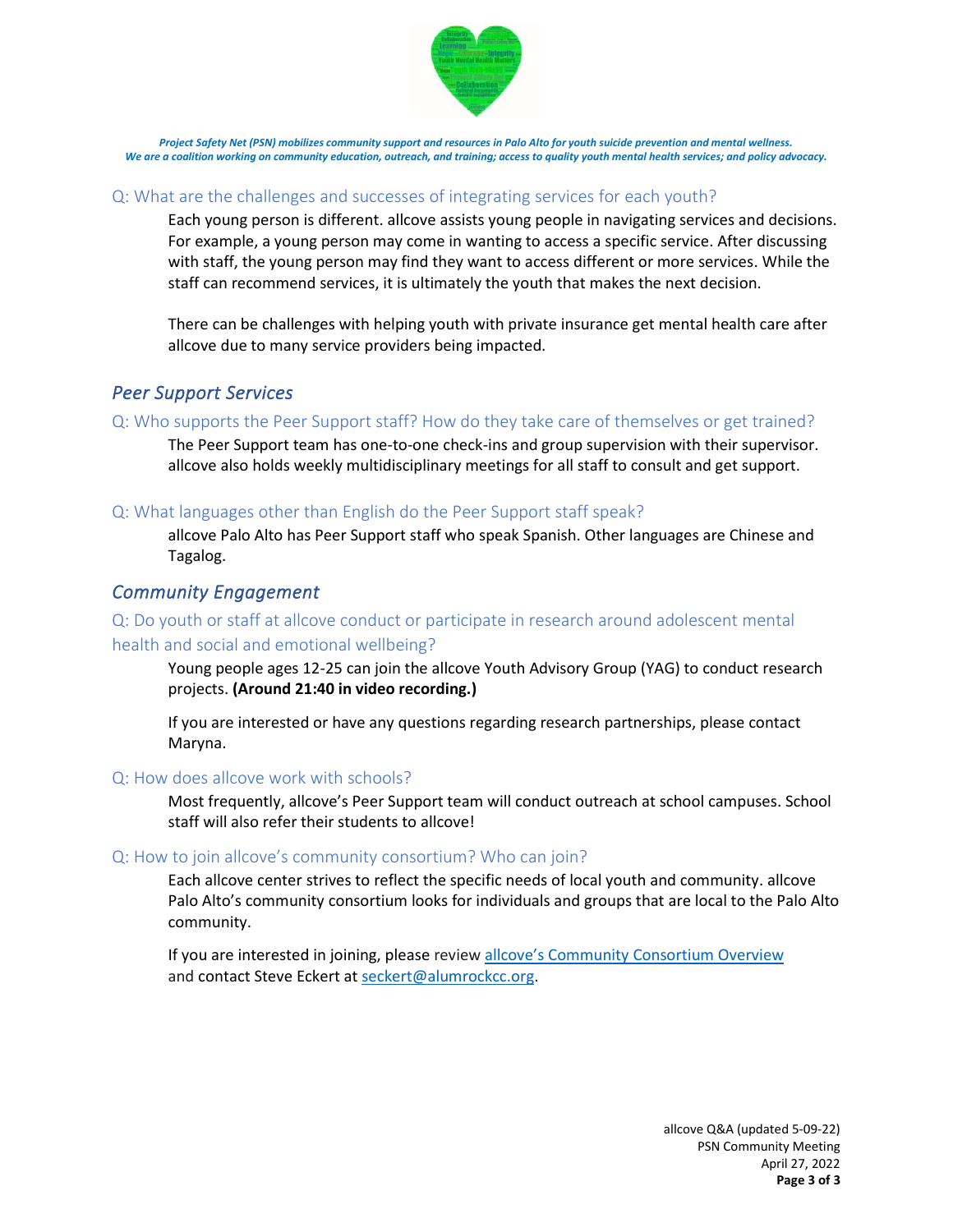*Project Safety Net (PSN) mobilizes community support and resources in Palo Alto for youth suicide prevention and mental wellness.*
*We are a coalition working on community education, outreach, and training; access to quality youth mental health services; and policy advocacy.*

### Q: What are the challenges and successes of integrating services for each youth?

Each young person is different. allcove assists young people in navigating services and decisions. For example, a young person may come in wanting to access a specific service. After discussing with staff, the young person may find they want to access different or more services. While the staff can recommend services, it is ultimately the youth that makes the next decision.

There can be challenges with helping youth with private insurance get mental health care after allcove due to many service providers being impacted.

## *Peer Support Services*

### Q: Who supports the Peer Support staff? How do they take care of themselves or get trained?

The Peer Support team has one-to-one check-ins and group supervision with their supervisor. allcove also holds weekly multidisciplinary meetings for all staff to consult and get support.

### Q: What languages other than English do the Peer Support staff speak?

allcove Palo Alto has Peer Support staff who speak Spanish. Other languages are Chinese and Tagalog.

## *Community Engagement*

### Q: Do youth or staff at allcove conduct or participate in research around adolescent mental health and social and emotional wellbeing?

Young people ages 12-25 can join the allcove Youth Advisory Group (YAG) to conduct research projects. **(Around 21:40 in video recording.)**

If you are interested or have any questions regarding research partnerships, please contact Maryna.

### Q: How does allcove work with schools?

Most frequently, allcove's Peer Support team will conduct outreach at school campuses. School staff will also refer their students to allcove!

### Q: How to join allcove's community consortium? Who can join?

Each allcove center strives to reflect the specific needs of local youth and community. allcove Palo Alto's community consortium looks for individuals and groups that are local to the Palo Alto community.

If you are interested in joining, please review [allcove's Community Consortium Overview] and contact Steve Eckert at [seckert@alumrockcc.org].

allcove Q&A (updated 5-09-22)
PSN Community Meeting
April 27, 2022